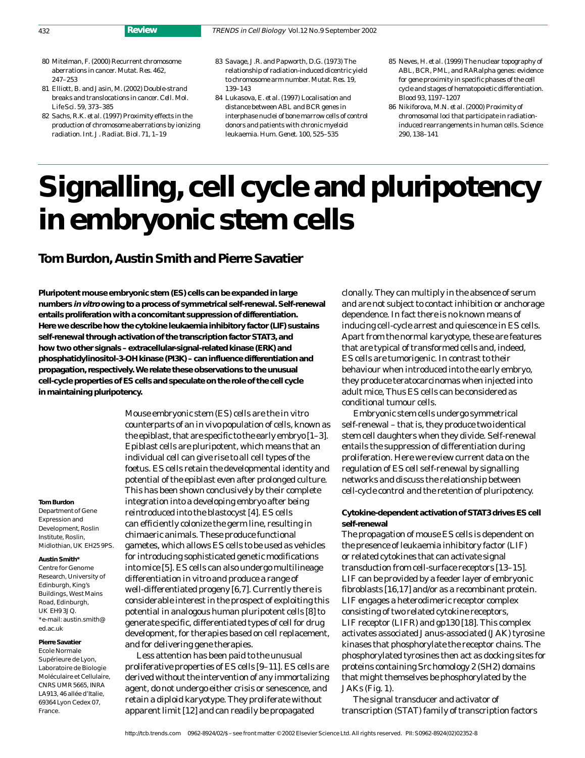80 Mitelman, F. (2000) Recurrent chromosome aberrations in cancer. *Mutat. Res.* 462, 247–253

81 Elliott, B. and Jasin, M. (2002) Double-strand breaks and translocations in cancer. *Cell. Mol. Life Sci.* 59, 373–385

82 Sachs, R.K. *et al.* (1997) Proximity effects in the production of chromosome aberrations by ionizing radiation. *Int. J. Radiat. Biol.* 71, 1–19

83 Savage, J.R. and Papworth, D.G. (1973) The relationship of radiation-induced dicentric yield to chromosome arm number. *Mutat. Res.* 19, 139–143

84 Lukasova, E. *et al.* (1997) Localisation and distance between ABL and BCR genes in interphase nuclei of bone marrow cells of control donors and patients with chronic myeloid leukaemia. *Hum. Genet.* 100, 525–535

85 Neves, H. *et al.* (1999) The nuclear topography of ABL, BCR, PML, and RARalpha genes: evidence for gene proximity in specific phases of the cell cycle and stages of hematopoietic differentiation. *Blood* 93, 1197–1207

86 Nikiforova, M.N. *et al.* (2000) Proximity of chromosomal loci that participate in radiation-induced rearrangements in human cells. *Science* 290, 138–141

# Signalling, cell cycle and pluripotency in embryonic stem cells

## Tom Burdon, Austin Smith and Pierre Savatier

**Pluripotent mouse embryonic stem (ES) cells can be expanded in large numbers *in vitro* owing to a process of symmetrical self-renewal. Self-renewal entails proliferation with a concomitant suppression of differentiation. Here we describe how the cytokine leukaemia inhibitory factor (LIF) sustains self-renewal through activation of the transcription factor STAT3, and how two other signals – extracellular-signal-related kinase (ERK) and phosphatidylinositol-3-OH kinase (PI3K) – can influence differentiation and propagation, respectively. We relate these observations to the unusual cell-cycle properties of ES cells and speculate on the role of the cell cycle in maintaining pluripotency.**

**Tom Burdon**
Department of Gene Expression and Development, Roslin Institute, Roslin, Midlothian, UK EH25 9PS.

**Austin Smith***
Centre for Genome Research, University of Edinburgh, King's Buildings, West Mains Road, Edinburgh, UK EH9 3JQ.
*e-mail: austin.smith@ed.ac.uk

**Pierre Savatier**
Ecole Normale Supérieure de Lyon, Laboratoire de Biologie Moléculaire et Cellulaire, CNRS UMR 5665, INRA LA913, 46 allée d'Italie, 69364 Lyon Cedex 07, France.

Mouse embryonic stem (ES) cells are the in vitro counterparts of an in vivo population of cells, known as the epiblast, that are specific to the early embryo [1–3]. Epiblast cells are pluripotent, which means that an individual cell can give rise to all cell types of the foetus. ES cells retain the developmental identity and potential of the epiblast even after prolonged culture. This has been shown conclusively by their complete integration into a developing embryo after being reintroduced into the blastocyst [4]. ES cells can efficiently colonize the germ line, resulting in chimaeric animals. These produce functional gametes, which allows ES cells to be used as vehicles for introducing sophisticated genetic modifications into mice [5]. ES cells can also undergo multilineage differentiation in vitro and produce a range of well-differentiated progeny [6,7]. Currently there is considerable interest in the prospect of exploiting this potential in analogous human pluripotent cells [8] to generate specific, differentiated types of cell for drug development, for therapies based on cell replacement, and for delivering gene therapies.

Less attention has been paid to the unusual proliferative properties of ES cells [9–11]. ES cells are derived without the intervention of any immortalizing agent, do not undergo either crisis or senescence, and retain a diploid karyotype. They proliferate without apparent limit [12] and can readily be propagated clonally. They can multiply in the absence of serum and are not subject to contact inhibition or anchorage dependence. In fact there is no known means of inducing cell-cycle arrest and quiescence in ES cells. Apart from the normal karyotype, these are features that are typical of transformed cells and, indeed, ES cells are tumorigenic. In contrast to their behaviour when introduced into the early embryo, they produce teratocarcinomas when injected into adult mice, Thus ES cells can be considered as conditional tumour cells.

Embryonic stem cells undergo symmetrical self-renewal – that is, they produce two identical stem cell daughters when they divide. Self-renewal entails the suppression of differentiation during proliferation. Here we review current data on the regulation of ES cell self-renewal by signalling networks and discuss the relationship between cell-cycle control and the retention of pluripotency.

### Cytokine-dependent activation of STAT3 drives ES cell self-renewal

The propagation of mouse ES cells is dependent on the presence of leukaemia inhibitory factor (LIF) or related cytokines that can activate signal transduction from cell-surface receptors [13–15]. LIF can be provided by a feeder layer of embryonic fibroblasts [16,17] and/or as a recombinant protein. LIF engages a heterodimeric receptor complex consisting of two related cytokine receptors, LIF receptor (LIFR) and gp130 [18]. This complex activates associated Janus-associated (JAK) tyrosine kinases that phosphorylate the receptor chains. The phosphorylated tyrosines then act as docking sites for proteins containing Src homology 2 (SH2) domains that might themselves be phosphorylated by the JAKs (Fig. 1).

The signal transducer and activator of transcription (STAT) family of transcription factors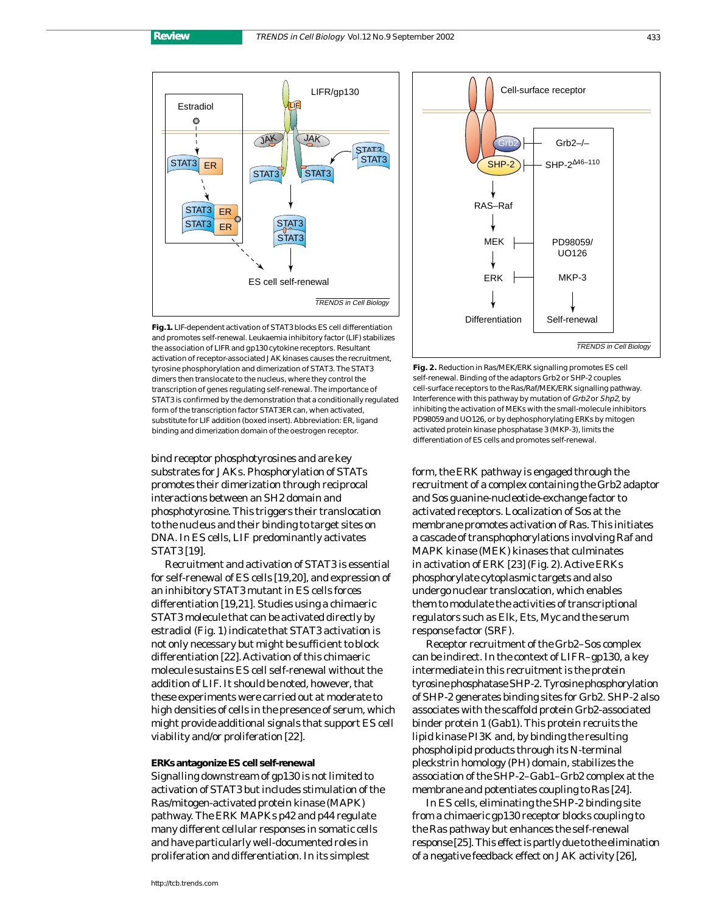**Fig. 1.** LIF-dependent activation of STAT3 blocks ES cell differentiation and promotes self-renewal. Leukaemia inhibitory factor (LIF) stabilizes the association of LIFR and gp130 cytokine receptors. Resultant activation of receptor-associated JAK kinases causes the recruitment, tyrosine phosphorylation and dimerization of STAT3. The STAT3 dimers then translocate to the nucleus, where they control the transcription of genes regulating self-renewal. The importance of STAT3 is confirmed by the demonstration that a conditionally regulated form of the transcription factor STAT3ER can, when activated, substitute for LIF addition (boxed insert). Abbreviation: ER, ligand binding and dimerization domain of the oestrogen receptor.

**Fig. 2.** Reduction in Ras/MEK/ERK signalling promotes ES cell self-renewal. Binding of the adaptors Grb2 or SHP-2 couples cell-surface receptors to the Ras/Raf/MEK/ERK signalling pathway. Interference with this pathway by mutation of *Grb2* or *Shp2*, by inhibiting the activation of MEKs with the small-molecule inhibitors PD98059 and UO126, or by dephosphorylating ERKs by mitogen activated protein kinase phosphatase 3 (MKP-3), limits the differentiation of ES cells and promotes self-renewal.

bind receptor phosphotyrosines and are key substrates for JAKs. Phosphorylation of STATs promotes their dimerization through reciprocal interactions between an SH2 domain and phosphotyrosine. This triggers their translocation to the nucleus and their binding to target sites on DNA. In ES cells, LIF predominantly activates STAT3 [19].

Recruitment and activation of STAT3 is essential for self-renewal of ES cells [19,20], and expression of an inhibitory STAT3 mutant in ES cells forces differentiation [19,21]. Studies using a chimaeric STAT3 molecule that can be activated directly by estradiol (Fig. 1) indicate that STAT3 activation is not only necessary but might be sufficient to block differentiation [22]. Activation of this chimaeric molecule sustains ES cell self-renewal without the addition of LIF. It should be noted, however, that these experiments were carried out at moderate to high densities of cells in the presence of serum, which might provide additional signals that support ES cell viability and/or proliferation [22].

### ERKs antagonize ES cell self-renewal

Signalling downstream of gp130 is not limited to activation of STAT3 but includes stimulation of the Ras/mitogen-activated protein kinase (MAPK) pathway. The ERK MAPKs p42 and p44 regulate many different cellular responses in somatic cells and have particularly well-documented roles in proliferation and differentiation. In its simplest form, the ERK pathway is engaged through the recruitment of a complex containing the Grb2 adaptor and Sos guanine-nucleotide-exchange factor to activated receptors. Localization of Sos at the membrane promotes activation of Ras. This initiates a cascade of transphophorylations involving Raf and MAPK kinase (MEK) kinases that culminates in activation of ERK [23] (Fig. 2). Active ERKs phosphorylate cytoplasmic targets and also undergo nuclear translocation, which enables them to modulate the activities of transcriptional regulators such as Elk, Ets, Myc and the serum response factor (SRF).

Receptor recruitment of the Grb2–Sos complex can be indirect. In the context of LIFR–gp130, a key intermediate in this recruitment is the protein tyrosine phosphatase SHP-2. Tyrosine phosphorylation of SHP-2 generates binding sites for Grb2. SHP-2 also associates with the scaffold protein Grb2-associated binder protein 1 (Gab1). This protein recruits the lipid kinase PI3K and, by binding the resulting phospholipid products through its N-terminal pleckstrin homology (PH) domain, stabilizes the association of the SHP-2–Gab1–Grb2 complex at the membrane and potentiates coupling to Ras [24].

In ES cells, eliminating the SHP-2 binding site from a chimaeric gp130 receptor blocks coupling to the Ras pathway but enhances the self-renewal response [25]. This effect is partly due to the elimination of a negative feedback effect on JAK activity [26],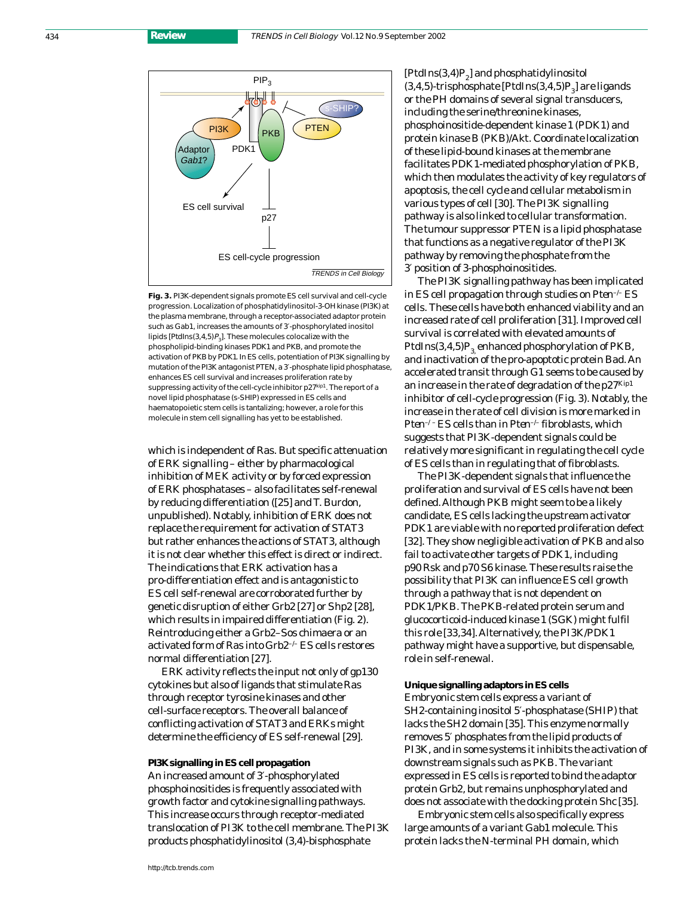Fig. 3. PI3K-dependent signals promote ES cell survival and cell-cycle progression. Localization of phosphatidylinositol-3-OH kinase (PI3K) at the plasma membrane, through a receptor-associated adaptor protein such as Gab1, increases the amounts of 3′-phosphorylated inositol lipids [PtdIns(3,4,5)$P_3$]. These molecules colocalize with the phospholipid-binding kinases PDK1 and PKB, and promote the activation of PKB by PDK1. In ES cells, potentiation of PI3K signalling by mutation of the PI3K antagonist PTEN, a 3′-phosphate lipid phosphatase, enhances ES cell survival and increases proliferation rate by suppressing activity of the cell-cycle inhibitor p27[Kip1]. The report of a novel lipid phosphatase (s-SHIP) expressed in ES cells and haematopoietic stem cells is tantalizing; however, a role for this molecule in stem cell signalling has yet to be established.

which is independent of Ras. But specific attenuation of ERK signalling – either by pharmacological inhibition of MEK activity or by forced expression of ERK phosphatases – also facilitates self-renewal by reducing differentiation ([25] and T. Burdon, unpublished). Notably, inhibition of ERK does not replace the requirement for activation of STAT3 but rather enhances the actions of STAT3, although it is not clear whether this effect is direct or indirect. The indications that ERK activation has a pro-differentiation effect and is antagonistic to ES cell self-renewal are corroborated further by genetic disruption of either Grb2 [27] or Shp2 [28], which results in impaired differentiation (Fig. 2). Reintroducing either a Grb2–Sos chimaera or an activated form of Ras into Grb2$^{-/-}$ ES cells restores normal differentiation [27].

ERK activity reflects the input not only of gp130 cytokines but also of ligands that stimulate Ras through receptor tyrosine kinases and other cell-surface receptors. The overall balance of conflicting activation of STAT3 and ERKs might determine the efficiency of ES self-renewal [29].

**PI3K signalling in ES cell propagation**

An increased amount of 3′-phosphorylated phosphoinositides is frequently associated with growth factor and cytokine signalling pathways. This increase occurs through receptor-mediated translocation of PI3K to the cell membrane. The PI3K products phosphatidylinositol (3,4)-bisphosphate [PtdIns(3,4)$P_2$] and phosphatidylinositol (3,4,5)-trisphosphate [PtdIns(3,4,5)$P_3$] are ligands or the PH domains of several signal transducers, including the serine/threonine kinases, phosphoinositide-dependent kinase 1 (PDK1) and protein kinase B (PKB)/Akt. Coordinate localization of these lipid-bound kinases at the membrane facilitates PDK1-mediated phosphorylation of PKB, which then modulates the activity of key regulators of apoptosis, the cell cycle and cellular metabolism in various types of cell [30]. The PI3K signalling pathway is also linked to cellular transformation. The tumour suppressor PTEN is a lipid phosphatase that functions as a negative regulator of the PI3K pathway by removing the phosphate from the 3′ position of 3-phosphoinositides.

The PI3K signalling pathway has been implicated in ES cell propagation through studies on *Pten*$^{-/-}$ ES cells. These cells have both enhanced viability and an increased rate of cell proliferation [31]. Improved cell survival is correlated with elevated amounts of PtdIns(3,4,5)$P_3$, enhanced phosphorylation of PKB, and inactivation of the pro-apoptotic protein Bad. An accelerated transit through G1 seems to be caused by an increase in the rate of degradation of the p27[Kip1] inhibitor of cell-cycle progression (Fig. 3). Notably, the increase in the rate of cell division is more marked in *Pten*$^{-/-}$ ES cells than in *Pten*$^{-/-}$ fibroblasts, which suggests that PI3K-dependent signals could be relatively more significant in regulating the cell cycle of ES cells than in regulating that of fibroblasts.

The PI3K-dependent signals that influence the proliferation and survival of ES cells have not been defined. Although PKB might seem to be a likely candidate, ES cells lacking the upstream activator PDK1 are viable with no reported proliferation defect [32]. They show negligible activation of PKB and also fail to activate other targets of PDK1, including p90 Rsk and p70 S6 kinase. These results raise the possibility that PI3K can influence ES cell growth through a pathway that is not dependent on PDK1/PKB. The PKB-related protein serum and glucocorticoid-induced kinase 1 (SGK) might fulfil this role [33,34]. Alternatively, the PI3K/PDK1 pathway might have a supportive, but dispensable, role in self-renewal.

**Unique signalling adaptors in ES cells**

Embryonic stem cells express a variant of SH2-containing inositol 5′-phosphatase (SHIP) that lacks the SH2 domain [35]. This enzyme normally removes 5′ phosphates from the lipid products of PI3K, and in some systems it inhibits the activation of downstream signals such as PKB. The variant expressed in ES cells is reported to bind the adaptor protein Grb2, but remains unphosphorylated and does not associate with the docking protein Shc [35].

Embryonic stem cells also specifically express large amounts of a variant Gab1 molecule. This protein lacks the N-terminal PH domain, which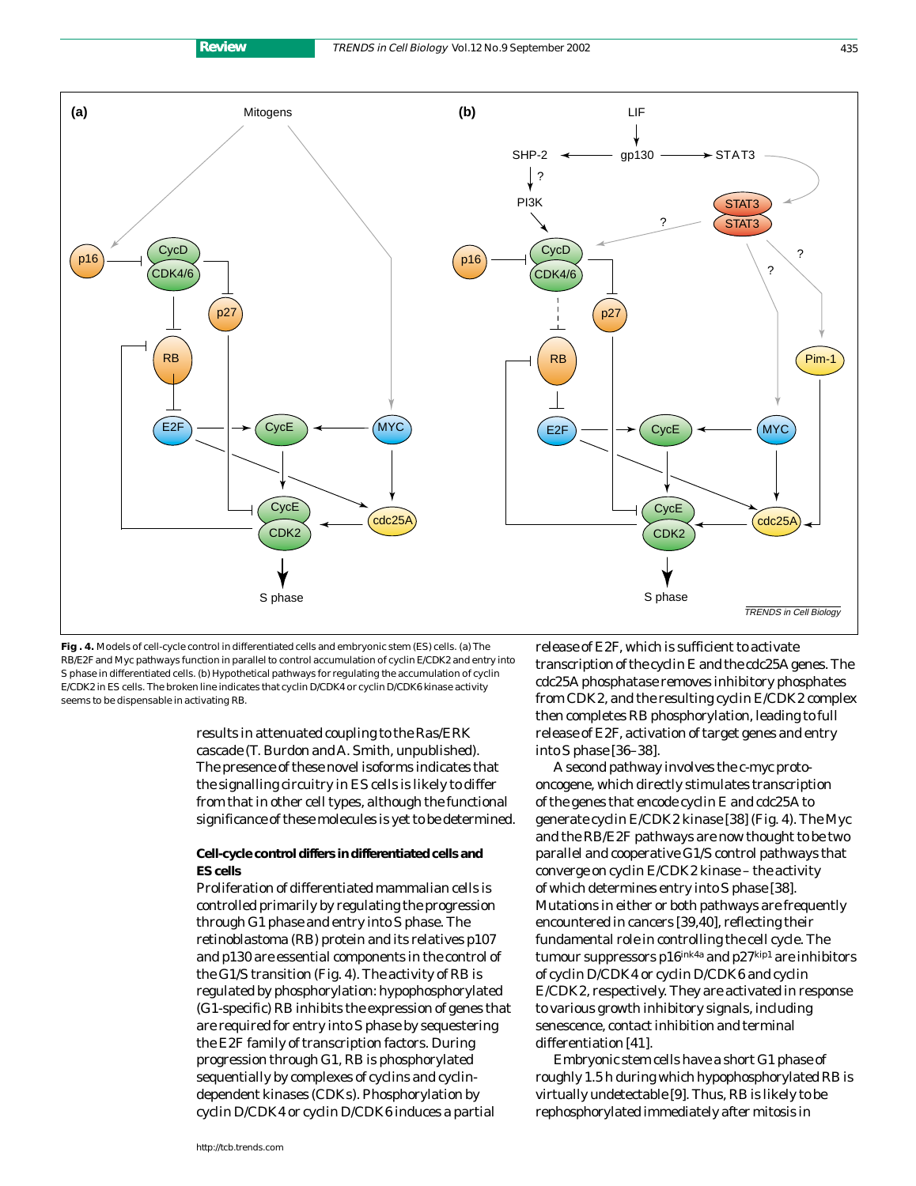**Fig. 4.** Models of cell-cycle control in differentiated cells and embryonic stem (ES) cells. (a) The RB/E2F and Myc pathways function in parallel to control accumulation of cyclin E/CDK2 and entry into S phase in differentiated cells. (b) Hypothetical pathways for regulating the accumulation of cyclin E/CDK2 in ES cells. The broken line indicates that cyclin D/CDK4 or cyclin D/CDK6 kinase activity seems to be dispensable in activating RB.

results in attenuated coupling to the Ras/ERK cascade (T. Burdon and A. Smith, unpublished). The presence of these novel isoforms indicates that the signalling circuitry in ES cells is likely to differ from that in other cell types, although the functional significance of these molecules is yet to be determined.

**Cell-cycle control differs in differentiated cells and ES cells**

Proliferation of differentiated mammalian cells is controlled primarily by regulating the progression through G1 phase and entry into S phase. The retinoblastoma (RB) protein and its relatives p107 and p130 are essential components in the control of the G1/S transition (Fig. 4). The activity of RB is regulated by phosphorylation: hypophosphorylated (G1-specific) RB inhibits the expression of genes that are required for entry into S phase by sequestering the E2F family of transcription factors. During progression through G1, RB is phosphorylated sequentially by complexes of cyclins and cyclin-dependent kinases (CDKs). Phosphorylation by cyclin D/CDK4 or cyclin D/CDK6 induces a partial release of E2F, which is sufficient to activate transcription of the cyclin E and the cdc25A genes. The cdc25A phosphatase removes inhibitory phosphates from CDK2, and the resulting cyclin E/CDK2 complex then completes RB phosphorylation, leading to full release of E2F, activation of target genes and entry into S phase [36–38].

A second pathway involves the c-myc proto-oncogene, which directly stimulates transcription of the genes that encode cyclin E and cdc25A to generate cyclin E/CDK2 kinase [38] (Fig. 4). The Myc and the RB/E2F pathways are now thought to be two parallel and cooperative G1/S control pathways that converge on cyclin E/CDK2 kinase – the activity of which determines entry into S phase [38]. Mutations in either or both pathways are frequently encountered in cancers [39,40], reflecting their fundamental role in controlling the cell cycle. The tumour suppressors p16$^{ink4a}$ and p27$^{kip1}$ are inhibitors of cyclin D/CDK4 or cyclin D/CDK6 and cyclin E/CDK2, respectively. They are activated in response to various growth inhibitory signals, including senescence, contact inhibition and terminal differentiation [41].

Embryonic stem cells have a short G1 phase of roughly 1.5 h during which hypophosphorylated RB is virtually undetectable [9]. Thus, RB is likely to be rephosphorylated immediately after mitosis in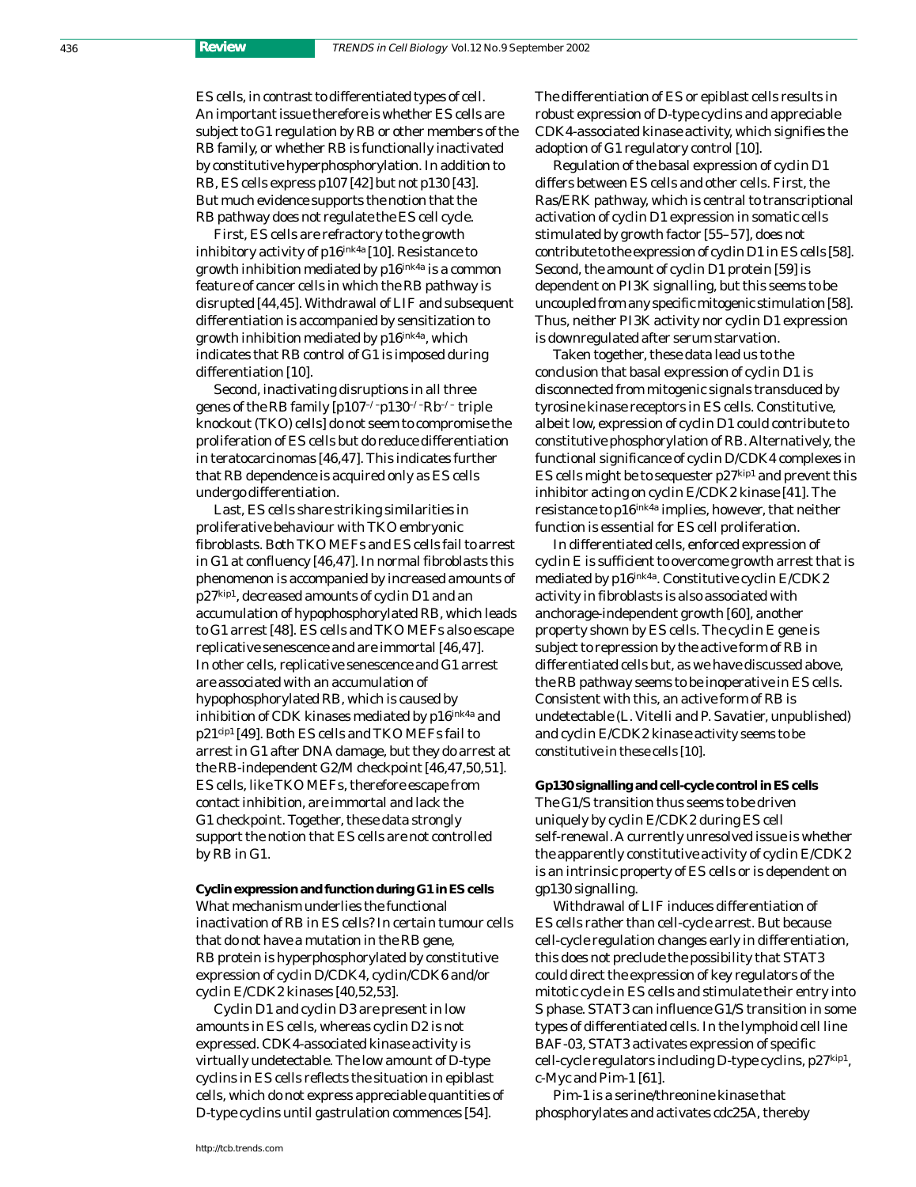ES cells, in contrast to differentiated types of cell. An important issue therefore is whether ES cells are subject to G1 regulation by RB or other members of the RB family, or whether RB is functionally inactivated by constitutive hyperphosphorylation. In addition to RB, ES cells express p107 [42] but not p130 [43]. But much evidence supports the notion that the RB pathway does not regulate the ES cell cycle.

First, ES cells are refractory to the growth inhibitory activity of p16$^{ink4a}$ [10]. Resistance to growth inhibition mediated by p16$^{ink4a}$ is a common feature of cancer cells in which the RB pathway is disrupted [44,45]. Withdrawal of LIF and subsequent differentiation is accompanied by sensitization to growth inhibition mediated by p16$^{ink4a}$, which indicates that RB control of G1 is imposed during differentiation [10].

Second, inactivating disruptions in all three genes of the RB family [p107$^{-/-}$p130$^{-/-}$Rb$^{-/-}$ triple knockout (TKO) cells] do not seem to compromise the proliferation of ES cells but do reduce differentiation in teratocarcinomas [46,47]. This indicates further that RB dependence is acquired only as ES cells undergo differentiation.

Last, ES cells share striking similarities in proliferative behaviour with TKO embryonic fibroblasts. Both TKO MEFs and ES cells fail to arrest in G1 at confluency [46,47]. In normal fibroblasts this phenomenon is accompanied by increased amounts of p27$^{kip1}$, decreased amounts of cyclin D1 and an accumulation of hypophosphorylated RB, which leads to G1 arrest [48]. ES cells and TKO MEFs also escape replicative senescence and are immortal [46,47]. In other cells, replicative senescence and G1 arrest are associated with an accumulation of hypophosphorylated RB, which is caused by inhibition of CDK kinases mediated by p16$^{ink4a}$ and p21$^{cip1}$ [49]. Both ES cells and TKO MEFs fail to arrest in G1 after DNA damage, but they do arrest at the RB-independent G2/M checkpoint [46,47,50,51]. ES cells, like TKO MEFs, therefore escape from contact inhibition, are immortal and lack the G1 checkpoint. Together, these data strongly support the notion that ES cells are not controlled by RB in G1.

**Cyclin expression and function during G1 in ES cells**

What mechanism underlies the functional inactivation of RB in ES cells? In certain tumour cells that do not have a mutation in the RB gene, RB protein is hyperphosphorylated by constitutive expression of cyclin D/CDK4, cyclin/CDK6 and/or cyclin E/CDK2 kinases [40,52,53].

Cyclin D1 and cyclin D3 are present in low amounts in ES cells, whereas cyclin D2 is not expressed. CDK4-associated kinase activity is virtually undetectable. The low amount of D-type cyclins in ES cells reflects the situation in epiblast cells, which do not express appreciable quantities of D-type cyclins until gastrulation commences [54]. The differentiation of ES or epiblast cells results in robust expression of D-type cyclins and appreciable CDK4-associated kinase activity, which signifies the adoption of G1 regulatory control [10].

Regulation of the basal expression of cyclin D1 differs between ES cells and other cells. First, the Ras/ERK pathway, which is central to transcriptional activation of cyclin D1 expression in somatic cells stimulated by growth factor [55–57], does not contribute to the expression of cyclin D1 in ES cells [58]. Second, the amount of cyclin D1 protein [59] is dependent on PI3K signalling, but this seems to be uncoupled from any specific mitogenic stimulation [58]. Thus, neither PI3K activity nor cyclin D1 expression is downregulated after serum starvation.

Taken together, these data lead us to the conclusion that basal expression of cyclin D1 is disconnected from mitogenic signals transduced by tyrosine kinase receptors in ES cells. Constitutive, albeit low, expression of cyclin D1 could contribute to constitutive phosphorylation of RB. Alternatively, the functional significance of cyclin D/CDK4 complexes in ES cells might be to sequester p27$^{kip1}$ and prevent this inhibitor acting on cyclin E/CDK2 kinase [41]. The resistance to p16$^{ink4a}$ implies, however, that neither function is essential for ES cell proliferation.

In differentiated cells, enforced expression of cyclin E is sufficient to overcome growth arrest that is mediated by p16$^{ink4a}$. Constitutive cyclin E/CDK2 activity in fibroblasts is also associated with anchorage-independent growth [60], another property shown by ES cells. The cyclin E gene is subject to repression by the active form of RB in differentiated cells but, as we have discussed above, the RB pathway seems to be inoperative in ES cells. Consistent with this, an active form of RB is undetectable (L. Vitelli and P. Savatier, unpublished) and cyclin E/CDK2 kinase activity seems to be constitutive in these cells [10].

**Gp130 signalling and cell-cycle control in ES cells**

The G1/S transition thus seems to be driven uniquely by cyclin E/CDK2 during ES cell self-renewal. A currently unresolved issue is whether the apparently constitutive activity of cyclin E/CDK2 is an intrinsic property of ES cells or is dependent on gp130 signalling.

Withdrawal of LIF induces differentiation of ES cells rather than cell-cycle arrest. But because cell-cycle regulation changes early in differentiation, this does not preclude the possibility that STAT3 could direct the expression of key regulators of the mitotic cycle in ES cells and stimulate their entry into S phase. STAT3 can influence G1/S transition in some types of differentiated cells. In the lymphoid cell line BAF-03, STAT3 activates expression of specific cell-cycle regulators including D-type cyclins, p27$^{kip1}$, c-Myc and Pim-1 [61].

Pim-1 is a serine/threonine kinase that phosphorylates and activates cdc25A, thereby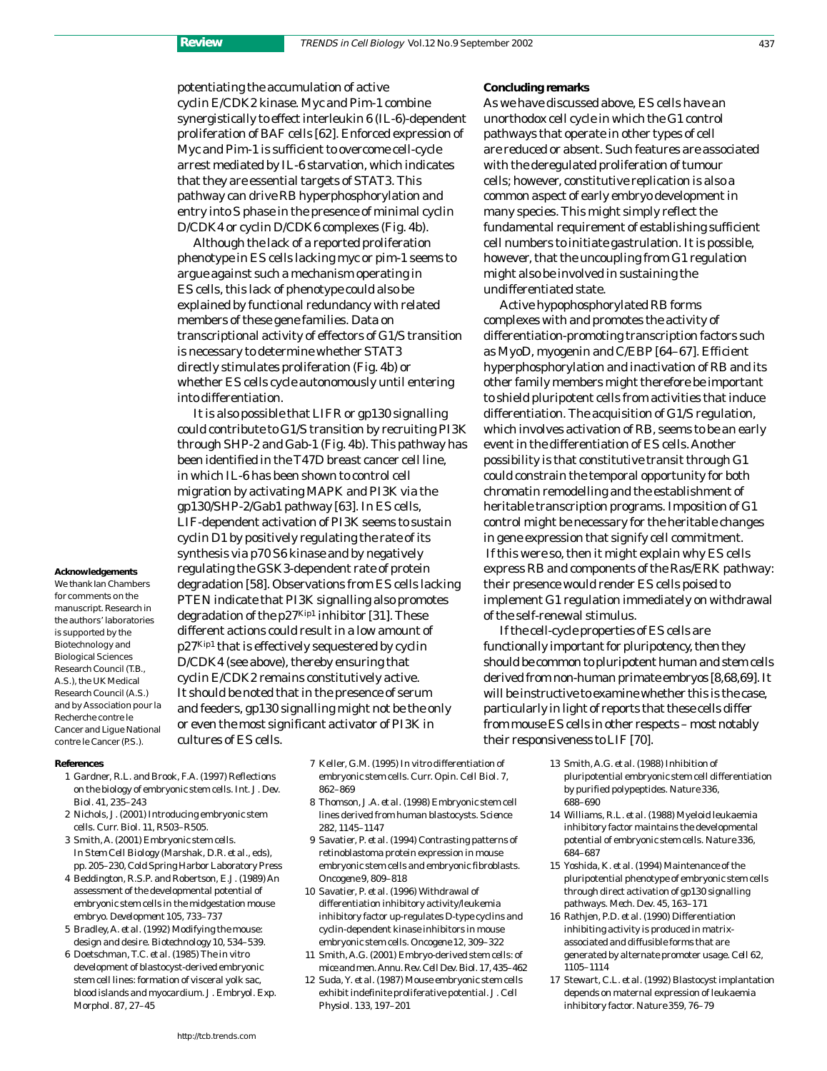potentiating the accumulation of active cyclin E/CDK2 kinase. Myc and Pim-1 combine synergistically to effect interleukin 6 (IL-6)-dependent proliferation of BAF cells [62]. Enforced expression of Myc and Pim-1 is sufficient to overcome cell-cycle arrest mediated by IL-6 starvation, which indicates that they are essential targets of STAT3. This pathway can drive RB hyperphosphorylation and entry into S phase in the presence of minimal cyclin D/CDK4 or cyclin D/CDK6 complexes (Fig. 4b).

Although the lack of a reported proliferation phenotype in ES cells lacking *myc* or *pim-1* seems to argue against such a mechanism operating in ES cells, this lack of phenotype could also be explained by functional redundancy with related members of these gene families. Data on transcriptional activity of effectors of G1/S transition is necessary to determine whether STAT3 directly stimulates proliferation (Fig. 4b) or whether ES cells cycle autonomously until entering into differentiation.

It is also possible that LIFR or gp130 signalling could contribute to G1/S transition by recruiting PI3K through SHP-2 and Gab-1 (Fig. 4b). This pathway has been identified in the T47D breast cancer cell line, in which IL-6 has been shown to control cell migration by activating MAPK and PI3K via the gp130/SHP-2/Gab1 pathway [63]. In ES cells, LIF-dependent activation of PI3K seems to sustain cyclin D1 by positively regulating the rate of its synthesis via p70 S6 kinase and by negatively regulating the GSK3-dependent rate of protein degradation [58]. Observations from ES cells lacking PTEN indicate that PI3K signalling also promotes degradation of the $p27^{Kip1}$ inhibitor [31]. These different actions could result in a low amount of $p27^{Kip1}$ that is effectively sequestered by cyclin D/CDK4 (see above), thereby ensuring that cyclin E/CDK2 remains constitutively active. It should be noted that in the presence of serum and feeders, gp130 signalling might not be the only or even the most significant activator of PI3K in cultures of ES cells.

## Concluding remarks

As we have discussed above, ES cells have an unorthodox cell cycle in which the G1 control pathways that operate in other types of cell are reduced or absent. Such features are associated with the deregulated proliferation of tumour cells; however, constitutive replication is also a common aspect of early embryo development in many species. This might simply reflect the fundamental requirement of establishing sufficient cell numbers to initiate gastrulation. It is possible, however, that the uncoupling from G1 regulation might also be involved in sustaining the undifferentiated state.

Active hypophosphorylated RB forms complexes with and promotes the activity of differentiation-promoting transcription factors such as MyoD, myogenin and C/EBP [64–67]. Efficient hyperphosphorylation and inactivation of RB and its other family members might therefore be important to shield pluripotent cells from activities that induce differentiation. The acquisition of G1/S regulation, which involves activation of RB, seems to be an early event in the differentiation of ES cells. Another possibility is that constitutive transit through G1 could constrain the temporal opportunity for both chromatin remodelling and the establishment of heritable transcription programs. Imposition of G1 control might be necessary for the heritable changes in gene expression that signify cell commitment. If this were so, then it might explain why ES cells express RB and components of the Ras/ERK pathway: their presence would render ES cells poised to implement G1 regulation immediately on withdrawal of the self-renewal stimulus.

If the cell-cycle properties of ES cells are functionally important for pluripotency, then they should be common to pluripotent human and stem cells derived from non-human primate embryos [8,68,69]. It will be instructive to examine whether this is the case, particularly in light of reports that these cells differ from mouse ES cells in other respects – most notably their responsiveness to LIF [70].

### Acknowledgements

We thank Ian Chambers for comments on the manuscript. Research in the authors' laboratories is supported by the Biotechnology and Biological Sciences Research Council (T.B., A.S.), the UK Medical Research Council (A.S.) and by Association pour la Recherche contre le Cancer and Ligue National contre le Cancer (P.S.).

### References

1 Gardner, R.L. and Brook, F.A. (1997) Reflections on the biology of embryonic stem cells. *Int. J. Dev. Biol.* 41, 235–243

2 Nichols, J. (2001) Introducing embryonic stem cells. *Curr. Biol.* 11, R503–R505.

3 Smith, A. (2001) Embryonic stem cells. In *Stem Cell Biology* (Marshak, D.R. *et al.*, eds), pp. 205–230, Cold Spring Harbor Laboratory Press

4 Beddington, R.S.P. and Robertson, E.J. (1989) An assessment of the developmental potential of embryonic stem cells in the midgestation mouse embryo. *Development* 105, 733–737

5 Bradley, A. *et al.* (1992) Modifying the mouse: design and desire. *Biotechnology* 10, 534–539.

6 Doetschman, T.C. *et al.* (1985) The in vitro development of blastocyst-derived embryonic stem cell lines: formation of visceral yolk sac, blood islands and myocardium. *J. Embryol. Exp. Morphol.* 87, 27–45

7 Keller, G.M. (1995) In vitro differentiation of embryonic stem cells. *Curr. Opin. Cell Biol.* 7, 862–869

8 Thomson, J.A. *et al.* (1998) Embryonic stem cell lines derived from human blastocysts. *Science* 282, 1145–1147

9 Savatier, P. *et al.* (1994) Contrasting patterns of retinoblastoma protein expression in mouse embryonic stem cells and embryonic fibroblasts. *Oncogene* 9, 809–818

10 Savatier, P. *et al.* (1996) Withdrawal of differentiation inhibitory activity/leukemia inhibitory factor up-regulates D-type cyclins and cyclin-dependent kinase inhibitors in mouse embryonic stem cells. *Oncogene* 12, 309–322

11 Smith, A.G. (2001) Embryo-derived stem cells: of mice and men. *Annu. Rev. Cell Dev. Biol.* 17, 435–462

12 Suda, Y. *et al.* (1987) Mouse embryonic stem cells exhibit indefinite proliferative potential. *J. Cell Physiol.* 133, 197–201

13 Smith, A.G. *et al.* (1988) Inhibition of pluripotential embryonic stem cell differentiation by purified polypeptides. *Nature* 336, 688–690

14 Williams, R.L. *et al.* (1988) Myeloid leukaemia inhibitory factor maintains the developmental potential of embryonic stem cells. *Nature* 336, 684–687

15 Yoshida, K. *et al.* (1994) Maintenance of the pluripotential phenotype of embryonic stem cells through direct activation of gp130 signalling pathways. *Mech. Dev.* 45, 163–171

16 Rathjen, P.D. *et al.* (1990) Differentiation inhibiting activity is produced in matrix-associated and diffusible forms that are generated by alternate promoter usage. *Cell* 62, 1105–1114

17 Stewart, C.L. *et al.* (1992) Blastocyst implantation depends on maternal expression of leukaemia inhibitory factor. *Nature* 359, 76–79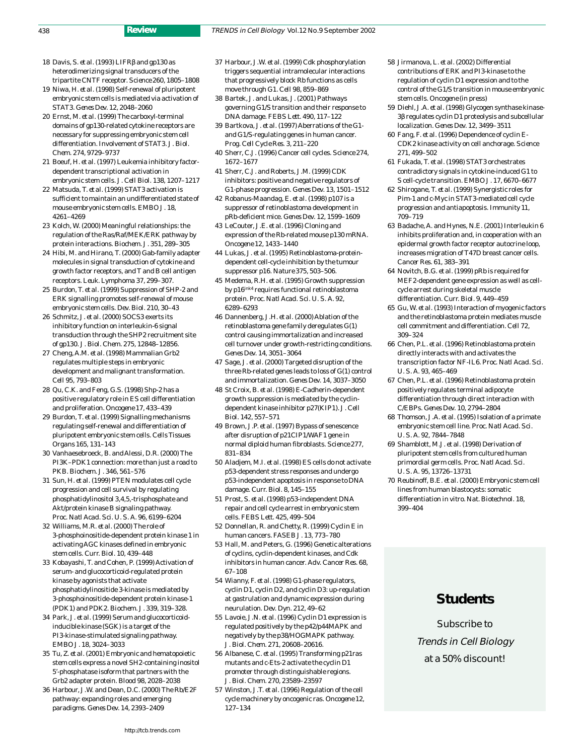18 Davis, S. *et al.* (1993) LIFRβ and gp130 as heterodimerizing signal transducers of the tripartite CNTF receptor. *Science* 260, 1805–1808

19 Niwa, H. *et al.* (1998) Self-renewal of pluripotent embryonic stem cells is mediated via activation of STAT3. *Genes Dev.* 12, 2048–2060

20 Ernst, M. *et al.* (1999) The carboxyl-terminal domains of gp130-related cytokine receptors are necessary for suppressing embryonic stem cell differentiation. Involvement of STAT3. *J. Biol. Chem.* 274, 9729–9737

21 Boeuf, H. *et al.* (1997) Leukemia inhibitory factor-dependent transcriptional activation in embryonic stem cells. *J. Cell Biol.* 138, 1207–1217

22 Matsuda, T. *et al.* (1999) STAT3 activation is sufficient to maintain an undifferentiated state of mouse embryonic stem cells. *EMBO J.* 18, 4261–4269

23 Kolch, W. (2000) Meaningful relationships: the regulation of the Ras/Raf/MEK/ERK pathway by protein interactions. *Biochem. J.* 351, 289–305

24 Hibi, M. and Hirano, T. (2000) Gab-family adapter molecules in signal transduction of cytokine and growth factor receptors, and T and B cell antigen receptors. *Leuk. Lymphoma* 37, 299–307.

25 Burdon, T. *et al.* (1999) Suppression of SHP-2 and ERK signalling promotes self-renewal of mouse embryonic stem cells. *Dev. Biol.* 210, 30–43

26 Schmitz, J. *et al.* (2000) SOCS3 exerts its inhibitory function on interleukin-6 signal transduction through the SHP2 recruitment site of gp130. *J. Biol. Chem.* 275, 12848–12856.

27 Cheng, A.M. *et al.* (1998) Mammalian Grb2 regulates multiple steps in embryonic development and malignant transformation. *Cell* 95, 793–803

28 Qu, C.K. and Feng, G.S. (1998) Shp-2 has a positive regulatory role in ES cell differentiation and proliferation. *Oncogene* 17, 433–439

29 Burdon, T. *et al.* (1999) Signalling mechanisms regulating self-renewal and differentiation of pluripotent embryonic stem cells. *Cells Tissues Organs* 165, 131–143

30 Vanhaesebroeck, B. and Alessi, D.R. (2000) The PI3K–PDK1 connection: more than just a road to PKB. *Biochem. J.* 346, 561–576

31 Sun, H. *et al.* (1999) PTEN modulates cell cycle progression and cell survival by regulating phosphatidylinositol 3,4,5,-trisphosphate and Akt/protein kinase B signaling pathway. *Proc. Natl Acad. Sci. U. S. A.* 96, 6199–6204

32 Williams, M.R. *et al.* (2000) The role of 3-phosphoinositide-dependent protein kinase 1 in activating AGC kinases defined in embryonic stem cells. *Curr. Biol.* 10, 439–448

33 Kobayashi, T. and Cohen, P. (1999) Activation of serum- and glucocorticoid-regulated protein kinase by agonists that activate phosphatidylinositide 3-kinase is mediated by 3-phosphoinositide-dependent protein kinase-1 (PDK1) and PDK2. *Biochem. J.* 339, 319–328.

34 Park, J. *et al.* (1999) Serum and glucocorticoid-inducible kinase (SGK) is a target of the PI3-kinase-stimulated signaling pathway. *EMBO J.* 18, 3024–3033

35 Tu, Z. *et al.* (2001) Embryonic and hematopoietic stem cells express a novel SH2-containing inositol 5′-phosphatase isoform that partners with the Grb2 adapter protein. *Blood* 98, 2028–2038

36 Harbour, J.W. and Dean, D.C. (2000) The Rb/E2F pathway: expanding roles and emerging paradigms. *Genes Dev.* 14, 2393–2409

37 Harbour, J.W. *et al.* (1999) Cdk phosphorylation triggers sequential intramolecular interactions that progressively block Rb functions as cells move through G1. *Cell* 98, 859–869

38 Bartek, J. and Lukas, J. (2001) Pathways governing G1/S transition and their response to DNA damage. *FEBS Lett.* 490, 117–122

39 Bartkova, J. *et al.* (1997) Aberrations of the G1- and G1/S-regulating genes in human cancer. *Prog. Cell Cycle Res.* 3, 211–220

40 Sherr, C.J. (1996) Cancer cell cycles. *Science* 274, 1672–1677

41 Sherr, C.J. and Roberts, J.M. (1999) CDK inhibitors: positive and negative regulators of G1-phase progression. *Genes Dev.* 13, 1501–1512

42 Robanus-Maandag, E. *et al.* (1998) p107 is a suppressor of retinoblastoma development in pRb-deficient mice. *Genes Dev.* 12, 1599–1609

43 LeCouter, J.E. *et al.* (1996) Cloning and expression of the Rb-related mouse p130 mRNA. *Oncogene* 12, 1433–1440

44 Lukas, J. *et al.* (1995) Retinoblastoma-protein-dependent cell-cycle inhibition by the tumour suppressor p16. *Nature* 375, 503–506.

45 Medema, R.H. *et al.* (1995) Growth suppression by $p16^{ink4}$ requires functional retinoblastoma protein. *Proc. Natl Acad. Sci. U. S. A.* 92, 6289–6293

46 Dannenberg, J.H. *et al.* (2000) Ablation of the retinoblastoma gene family deregulates G(1) control causing immortalization and increased cell turnover under growth-restricting conditions. *Genes Dev.* 14, 3051–3064

47 Sage, J. *et al.* (2000) Targeted disruption of the three Rb-related genes leads to loss of G(1) control and immortalization. *Genes Dev.* 14, 3037–3050

48 St Croix, B. *et al.* (1998) E-Cadherin-dependent growth suppression is mediated by the cyclin-dependent kinase inhibitor p27(KIP1). *J. Cell Biol.* 142, 557–571

49 Brown, J.P. *et al.* (1997) Bypass of senescence after disruption of p21CIP1/WAF1 gene in normal diploid human fibroblasts. *Science* 277, 831–834

50 Aladjem, M.I. *et al.* (1998) ES cells do not activate p53-dependent stress responses and undergo p53-independent apoptosis in response to DNA damage. *Curr. Biol.* 8, 145–155

51 Prost, S. *et al.* (1998) p53-independent DNA repair and cell cycle arrest in embryonic stem cells. *FEBS Lett.* 425, 499–504

52 Donnellan, R. and Chetty, R. (1999) Cyclin E in human cancers. *FASEB J.* 13, 773–780

53 Hall, M. and Peters, G. (1996) Genetic alterations of cyclins, cyclin-dependent kinases, and Cdk inhibitors in human cancer. *Adv. Cancer Res.* 68, 67–108

54 Wianny, F. *et al.* (1998) G1-phase regulators, cyclin D1, cyclin D2, and cyclin D3: up-regulation at gastrulation and dynamic expression during neurulation. *Dev. Dyn.* 212, 49–62

55 Lavoie, J.N. *et al.* (1996) Cyclin D1 expression is regulated positively by the p42/p44MAPK and negatively by the p38/HOGMAPK pathway. *J. Biol. Chem.* 271, 20608–20616.

56 Albanese, C. *et al.* (1995) Transforming p21ras mutants and c-Ets-2 activate the cyclin D1 promoter through distinguishable regions. *J. Biol. Chem.* 270, 23589–23597

57 Winston, J.T. *et al.* (1996) Regulation of the cell cycle machinery by oncogenic ras. *Oncogene* 12, 127–134

58 Jirmanova, L. *et al.* (2002) Differential contributions of ERK and PI3-kinase to the regulation of cyclin D1 expression and to the control of the G1/S transition in mouse embryonic stem cells. *Oncogene* (in press)

59 Diehl, J.A. *et al.* (1998) Glycogen synthase kinase-3β regulates cyclin D1 proteolysis and subcellular localization. *Genes Dev.* 12, 3499–3511

60 Fang, F. *et al.* (1996) Dependence of cyclin E-CDK2 kinase activity on cell anchorage. *Science* 271, 499–502

61 Fukada, T. *et al.* (1998) STAT3 orchestrates contradictory signals in cytokine-induced G1 to S cell-cycle transition. *EMBO J.* 17, 6670–6677

62 Shirogane, T. *et al.* (1999) Synergistic roles for Pim-1 and c-Myc in STAT3-mediated cell cycle progression and antiapoptosis. *Immunity* 11, 709–719

63 Badache, A. and Hynes, N.E. (2001) Interleukin 6 inhibits proliferation and, in cooperation with an epidermal growth factor receptor autocrine loop, increases migration of T47D breast cancer cells. *Cancer Res.* 61, 383–391

64 Novitch, B.G. *et al.* (1999) pRb is required for MEF2-dependent gene expression as well as cell-cycle arrest during skeletal muscle differentiation. *Curr. Biol.* 9, 449–459

65 Gu, W. *et al.* (1993) Interaction of myogenic factors and the retinoblastoma protein mediates muscle cell commitment and differentiation. *Cell* 72, 309–324

66 Chen, P.L. *et al.* (1996) Retinoblastoma protein directly interacts with and activates the transcription factor NF-IL6. *Proc. Natl Acad. Sci. U. S. A.* 93, 465–469

67 Chen, P.L. *et al.* (1996) Retinoblastoma protein positively regulates terminal adipocyte differentiation through direct interaction with C/EBPs. *Genes Dev.* 10, 2794–2804

68 Thomson, J.A. *et al.* (1995) Isolation of a primate embryonic stem cell line. *Proc. Natl Acad. Sci. U. S. A.* 92, 7844–7848

69 Shamblott, M.J. *et al.* (1998) Derivation of pluripotent stem cells from cultured human primordial germ cells. *Proc. Natl Acad. Sci. U. S. A.* 95, 13726–13731

70 Reubinoff, B.E. *et al.* (2000) Embryonic stem cell lines from human blastocysts: somatic differentiation in vitro. *Nat. Biotechnol.* 18, 399–404

**Students**

Subscribe to *Trends in Cell Biology* at a 50% discount!